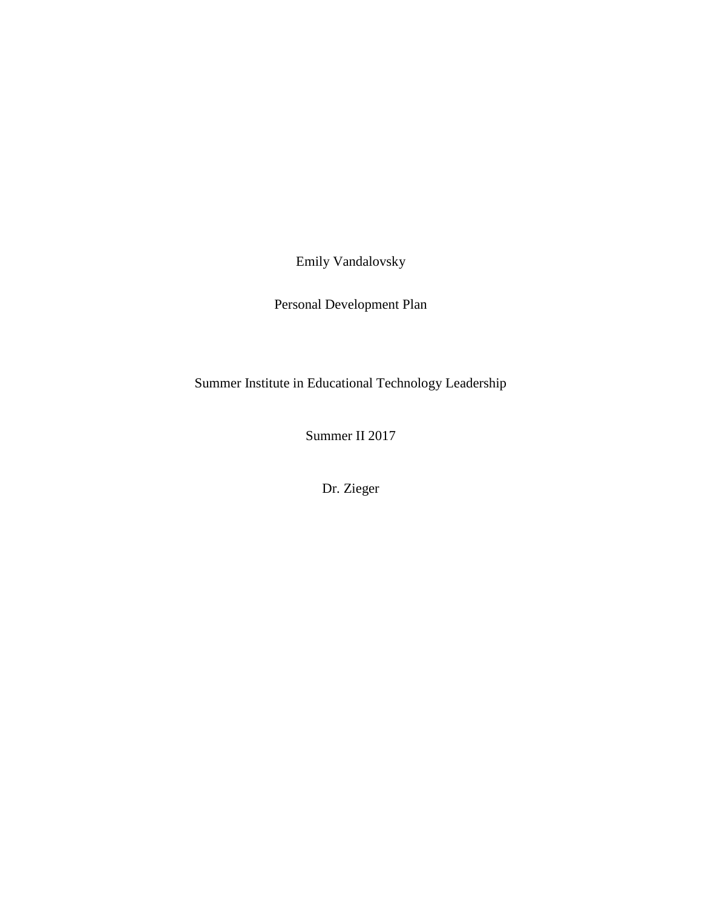Emily Vandalovsky

Personal Development Plan

Summer Institute in Educational Technology Leadership

Summer II 2017

Dr. Zieger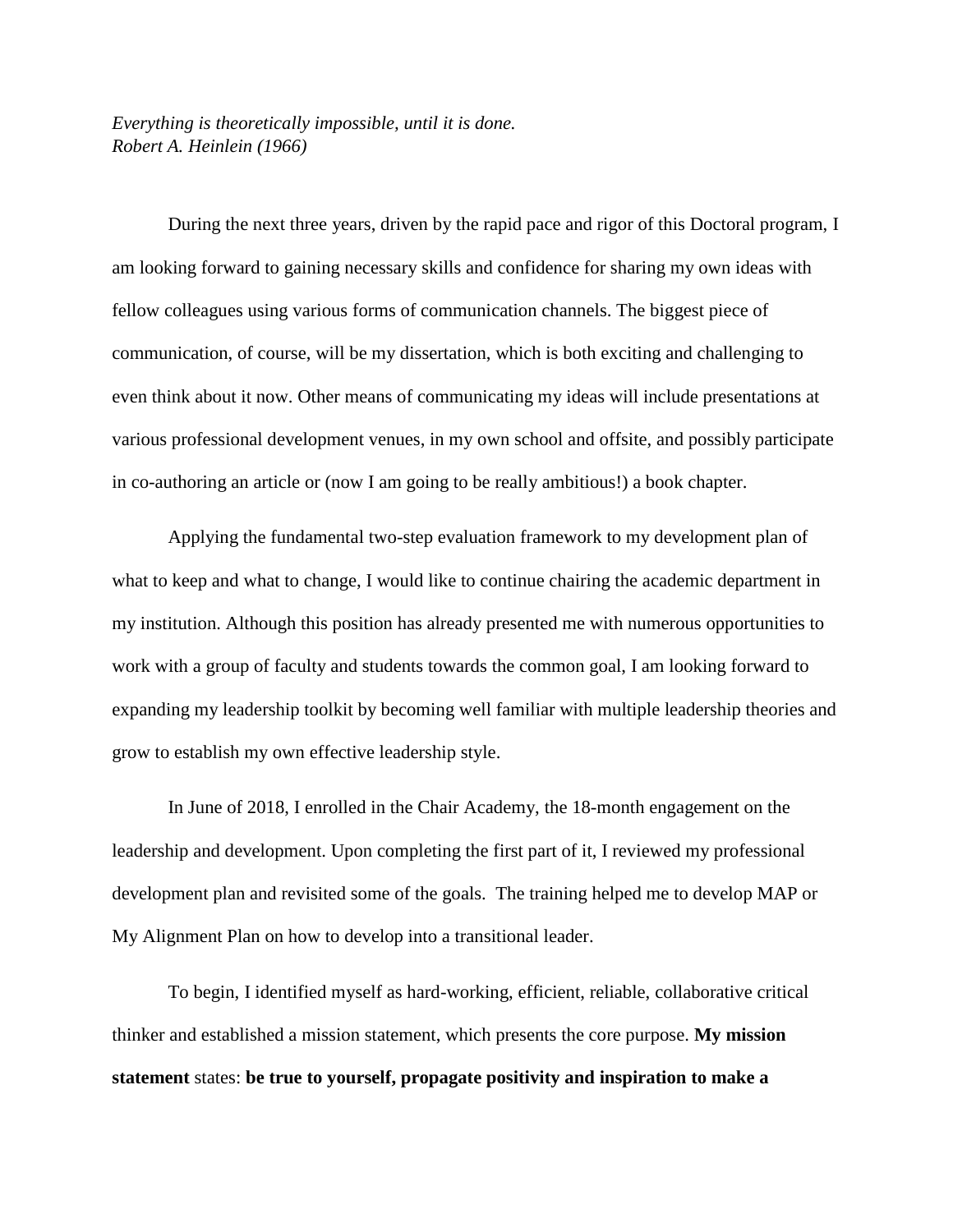*Everything is theoretically impossible, until it is done.*
*Robert A. Heinlein (1966)*

During the next three years, driven by the rapid pace and rigor of this Doctoral program, I am looking forward to gaining necessary skills and confidence for sharing my own ideas with fellow colleagues using various forms of communication channels. The biggest piece of communication, of course, will be my dissertation, which is both exciting and challenging to even think about it now. Other means of communicating my ideas will include presentations at various professional development venues, in my own school and offsite, and possibly participate in co-authoring an article or (now I am going to be really ambitious!) a book chapter.

Applying the fundamental two-step evaluation framework to my development plan of what to keep and what to change, I would like to continue chairing the academic department in my institution. Although this position has already presented me with numerous opportunities to work with a group of faculty and students towards the common goal, I am looking forward to expanding my leadership toolkit by becoming well familiar with multiple leadership theories and grow to establish my own effective leadership style.

In June of 2018, I enrolled in the Chair Academy, the 18-month engagement on the leadership and development. Upon completing the first part of it, I reviewed my professional development plan and revisited some of the goals. The training helped me to develop MAP or My Alignment Plan on how to develop into a transitional leader.

To begin, I identified myself as hard-working, efficient, reliable, collaborative critical thinker and established a mission statement, which presents the core purpose. **My mission statement** states: **be true to yourself, propagate positivity and inspiration to make a**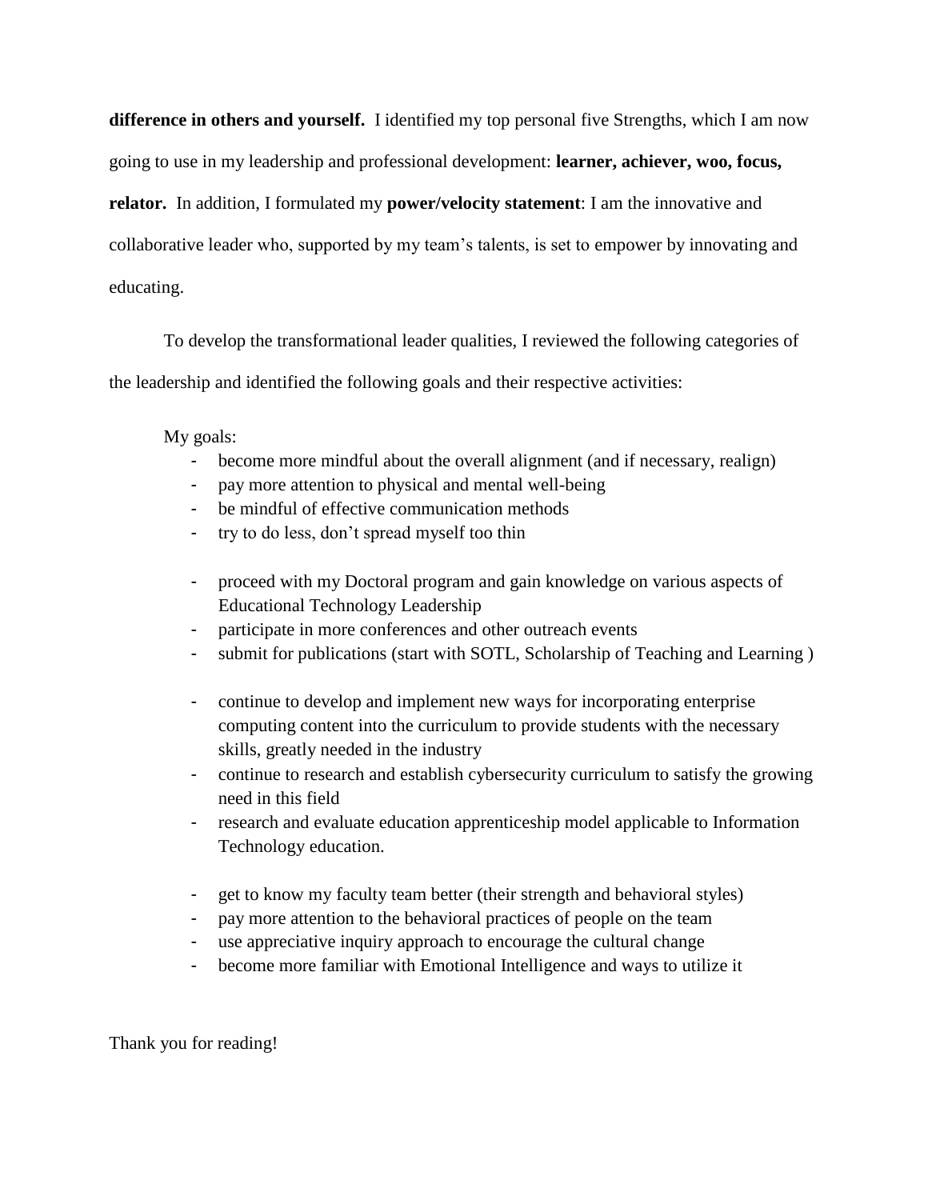**difference in others and yourself.** I identified my top personal five Strengths, which I am now going to use in my leadership and professional development: **learner, achiever, woo, focus, relator.** In addition, I formulated my **power/velocity statement**: I am the innovative and collaborative leader who, supported by my team's talents, is set to empower by innovating and educating.

To develop the transformational leader qualities, I reviewed the following categories of the leadership and identified the following goals and their respective activities:

My goals:

- become more mindful about the overall alignment (and if necessary, realign)
- pay more attention to physical and mental well-being
- be mindful of effective communication methods
- try to do less, don't spread myself too thin

- proceed with my Doctoral program and gain knowledge on various aspects of Educational Technology Leadership
- participate in more conferences and other outreach events
- submit for publications (start with SOTL, Scholarship of Teaching and Learning )

- continue to develop and implement new ways for incorporating enterprise computing content into the curriculum to provide students with the necessary skills, greatly needed in the industry
- continue to research and establish cybersecurity curriculum to satisfy the growing need in this field
- research and evaluate education apprenticeship model applicable to Information Technology education.

- get to know my faculty team better (their strength and behavioral styles)
- pay more attention to the behavioral practices of people on the team
- use appreciative inquiry approach to encourage the cultural change
- become more familiar with Emotional Intelligence and ways to utilize it

Thank you for reading!